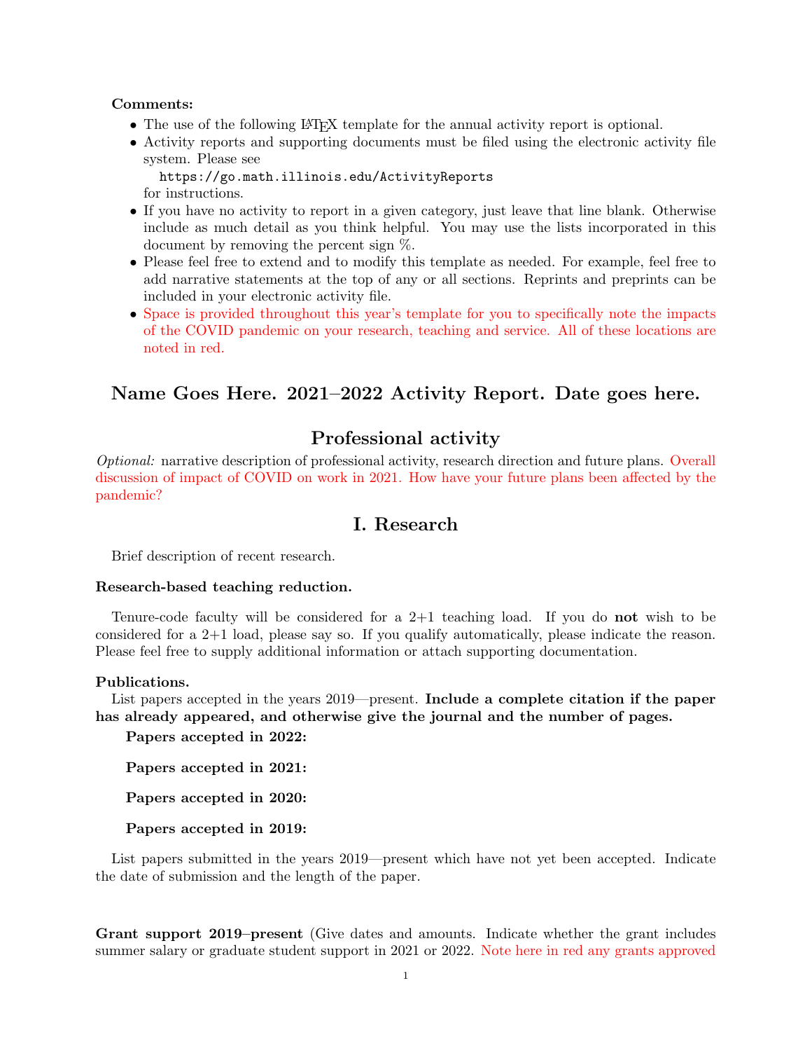**Comments:**

- The use of the following LaTeX template for the annual activity report is optional.
- Activity reports and supporting documents must be filed using the electronic activity file system. Please see
  `https://go.math.illinois.edu/ActivityReports`
  for instructions.
- If you have no activity to report in a given category, just leave that line blank. Otherwise include as much detail as you think helpful. You may use the lists incorporated in this document by removing the percent sign %.
- Please feel free to extend and to modify this template as needed. For example, feel free to add narrative statements at the top of any or all sections. Reprints and preprints can be included in your electronic activity file.
- Space is provided throughout this year's template for you to specifically note the impacts of the COVID pandemic on your research, teaching and service. All of these locations are noted in red.

## Name Goes Here. 2021–2022 Activity Report. Date goes here.

## Professional activity

*Optional:* narrative description of professional activity, research direction and future plans. Overall discussion of impact of COVID on work in 2021. How have your future plans been affected by the pandemic?

## I. Research

Brief description of recent research.

**Research-based teaching reduction.**

Tenure-code faculty will be considered for a 2+1 teaching load. If you do **not** wish to be considered for a 2+1 load, please say so. If you qualify automatically, please indicate the reason. Please feel free to supply additional information or attach supporting documentation.

**Publications.**

List papers accepted in the years 2019—present. **Include a complete citation if the paper has already appeared, and otherwise give the journal and the number of pages.**

**Papers accepted in 2022:**

**Papers accepted in 2021:**

**Papers accepted in 2020:**

**Papers accepted in 2019:**

List papers submitted in the years 2019—present which have not yet been accepted. Indicate the date of submission and the length of the paper.

**Grant support 2019–present** (Give dates and amounts. Indicate whether the grant includes summer salary or graduate student support in 2021 or 2022. Note here in red any grants approved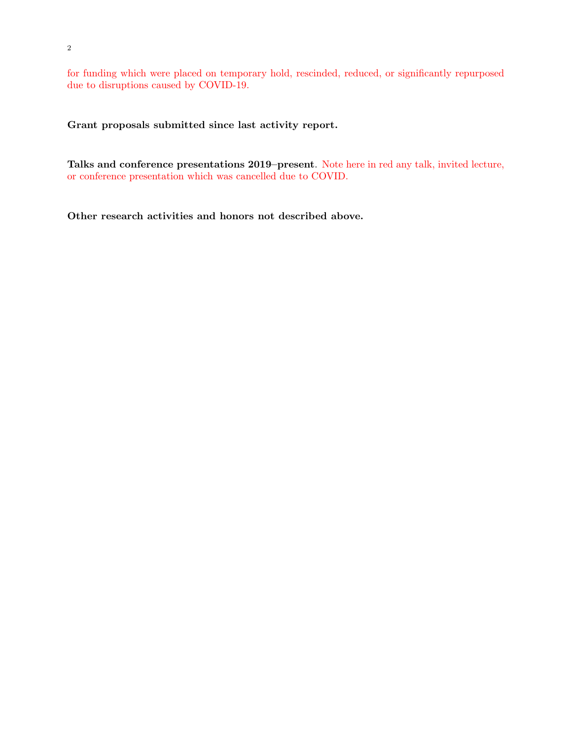for funding which were placed on temporary hold, rescinded, reduced, or significantly repurposed due to disruptions caused by COVID-19.

**Grant proposals submitted since last activity report.**

**Talks and conference presentations 2019–present**. Note here in red any talk, invited lecture, or conference presentation which was cancelled due to COVID.

**Other research activities and honors not described above.**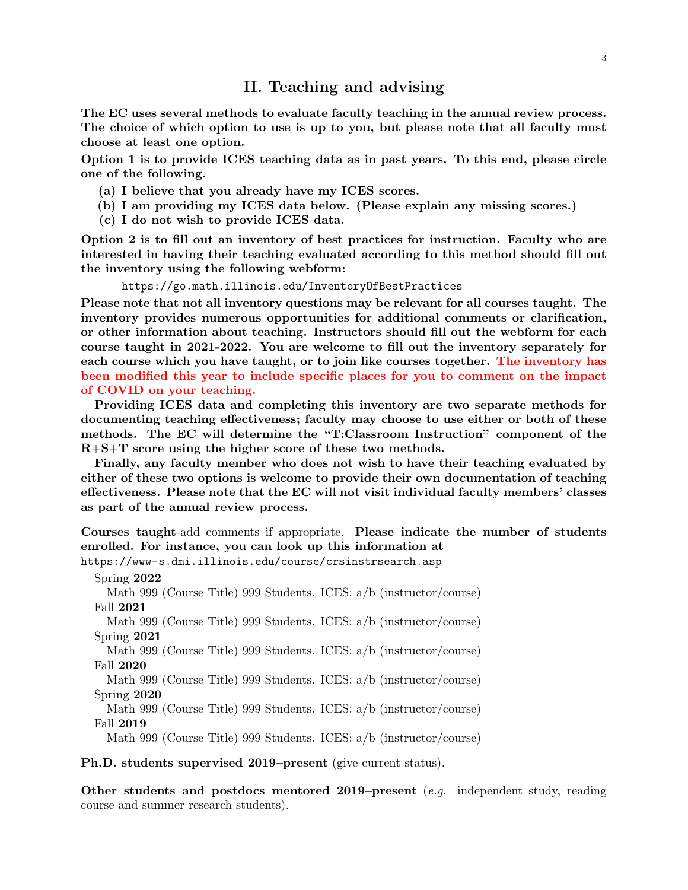## II. Teaching and advising

**The EC uses several methods to evaluate faculty teaching in the annual review process. The choice of which option to use is up to you, but please note that all faculty must choose at least one option.**

**Option 1 is to provide ICES teaching data as in past years. To this end, please circle one of the following.**

- **(a) I believe that you already have my ICES scores.**
- **(b) I am providing my ICES data below. (Please explain any missing scores.)**
- **(c) I do not wish to provide ICES data.**

**Option 2 is to fill out an inventory of best practices for instruction. Faculty who are interested in having their teaching evaluated according to this method should fill out the inventory using the following webform:**

`https://go.math.illinois.edu/InventoryOfBestPractices`

**Please note that not all inventory questions may be relevant for all courses taught. The inventory provides numerous opportunities for additional comments or clarification, or other information about teaching. Instructors should fill out the webform for each course taught in 2021-2022. You are welcome to fill out the inventory separately for each course which you have taught, or to join like courses together. The inventory has been modified this year to include specific places for you to comment on the impact of COVID on your teaching.**

**Providing ICES data and completing this inventory are two separate methods for documenting teaching effectiveness; faculty may choose to use either or both of these methods. The EC will determine the "T:Classroom Instruction" component of the R+S+T score using the higher score of these two methods.**

**Finally, any faculty member who does not wish to have their teaching evaluated by either of these two options is welcome to provide their own documentation of teaching effectiveness. Please note that the EC will not visit individual faculty members' classes as part of the annual review process.**

**Courses taught**-add comments if appropriate. **Please indicate the number of students enrolled. For instance, you can look up this information at** `https://www-s.dmi.illinois.edu/course/crsinstrsearch.asp`

Spring **2022**
  Math 999 (Course Title) 999 Students. ICES: a/b (instructor/course)
Fall **2021**
  Math 999 (Course Title) 999 Students. ICES: a/b (instructor/course)
Spring **2021**
  Math 999 (Course Title) 999 Students. ICES: a/b (instructor/course)
Fall **2020**
  Math 999 (Course Title) 999 Students. ICES: a/b (instructor/course)
Spring **2020**
  Math 999 (Course Title) 999 Students. ICES: a/b (instructor/course)
Fall **2019**
  Math 999 (Course Title) 999 Students. ICES: a/b (instructor/course)

**Ph.D. students supervised 2019–present** (give current status).

**Other students and postdocs mentored 2019–present** (*e.g.* independent study, reading course and summer research students).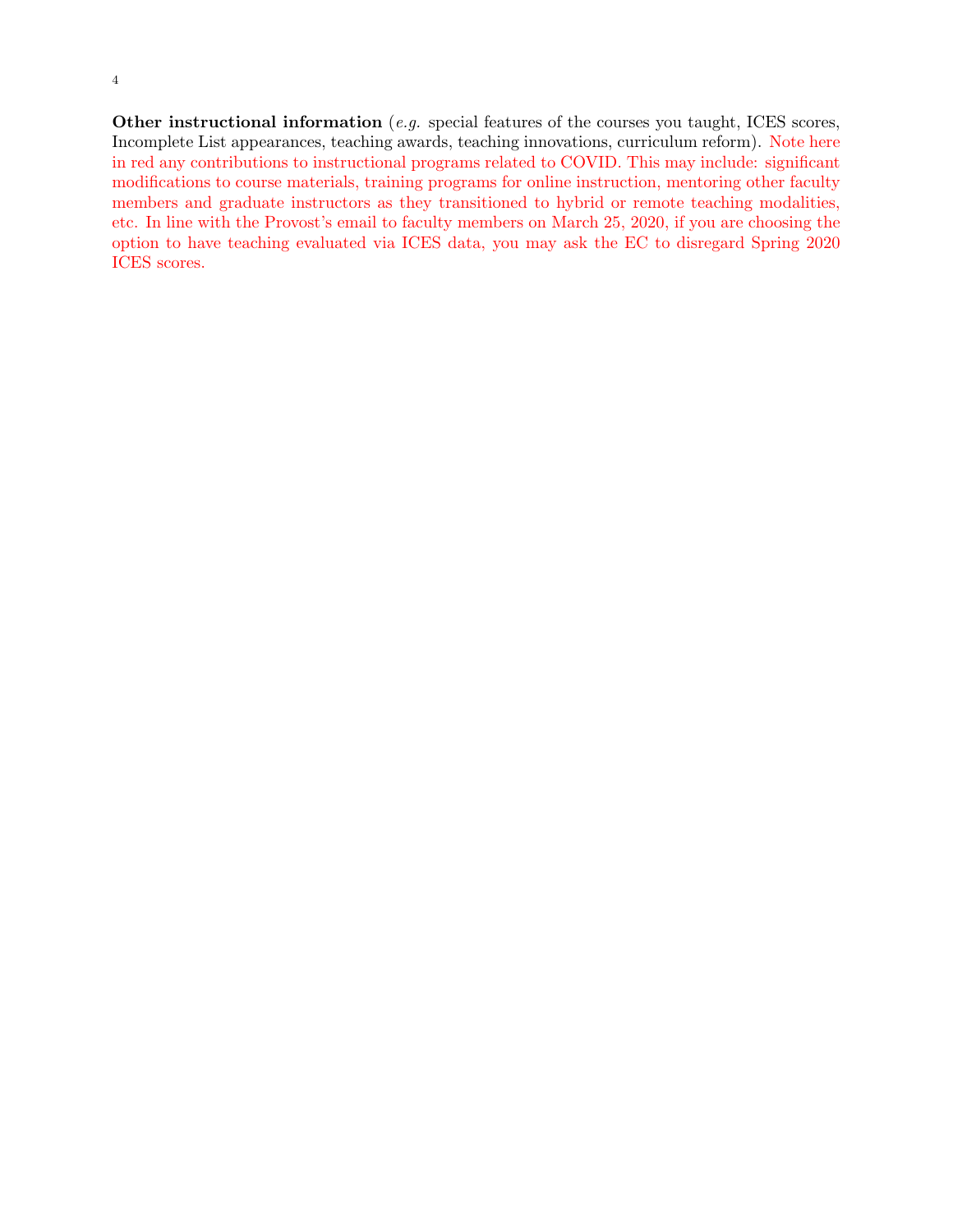**Other instructional information** (*e.g.* special features of the courses you taught, ICES scores, Incomplete List appearances, teaching awards, teaching innovations, curriculum reform). Note here in red any contributions to instructional programs related to COVID. This may include: significant modifications to course materials, training programs for online instruction, mentoring other faculty members and graduate instructors as they transitioned to hybrid or remote teaching modalities, etc. In line with the Provost's email to faculty members on March 25, 2020, if you are choosing the option to have teaching evaluated via ICES data, you may ask the EC to disregard Spring 2020 ICES scores.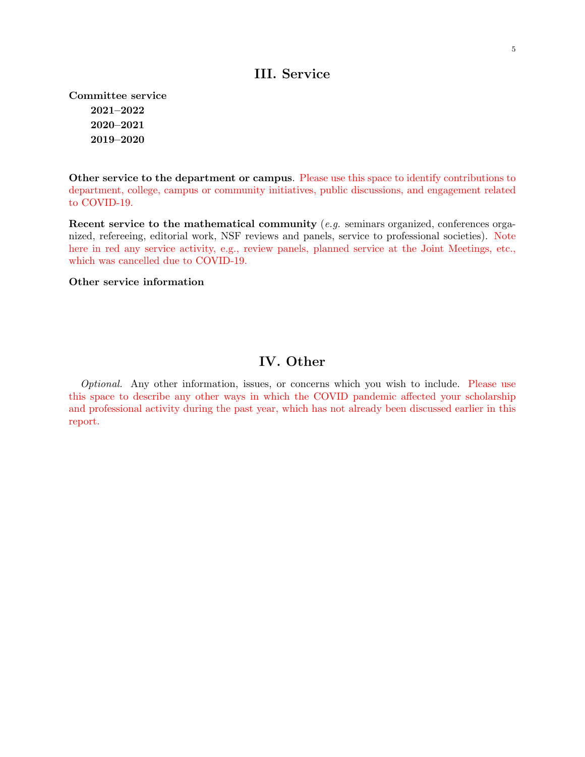## III. Service

**Committee service**

**2021–2022**

**2020–2021**

**2019–2020**

**Other service to the department or campus**. Please use this space to identify contributions to department, college, campus or community initiatives, public discussions, and engagement related to COVID-19.

**Recent service to the mathematical community** (*e.g.* seminars organized, conferences organized, refereeing, editorial work, NSF reviews and panels, service to professional societies). Note here in red any service activity, e.g., review panels, planned service at the Joint Meetings, etc., which was cancelled due to COVID-19.

**Other service information**

## IV. Other

*Optional.* Any other information, issues, or concerns which you wish to include. Please use this space to describe any other ways in which the COVID pandemic affected your scholarship and professional activity during the past year, which has not already been discussed earlier in this report.